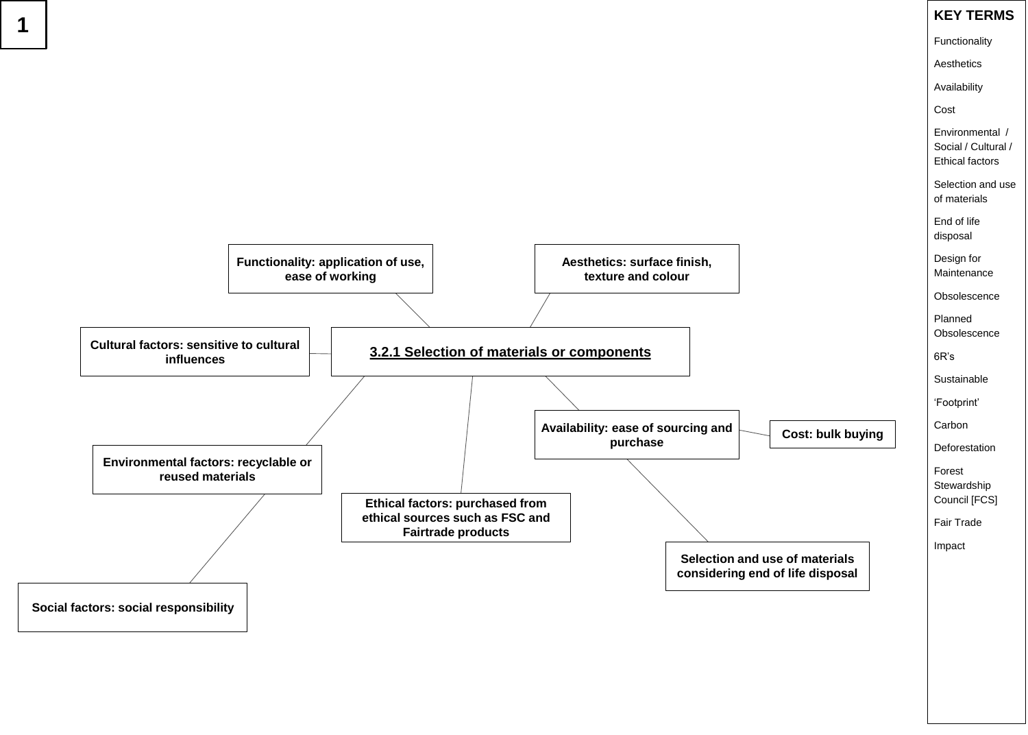# 3.2.1 Selection of materials or components

- **Functionality: application of use, ease of working**
- **Aesthetics: surface finish, texture and colour**
- **Cultural factors: sensitive to cultural influences**
- **Availability: ease of sourcing and purchase**
  - **Cost: bulk buying**
  - **Selection and use of materials considering end of life disposal**
- **Environmental factors: recyclable or reused materials**
  - **Social factors: social responsibility**
- **Ethical factors: purchased from ethical sources such as FSC and Fairtrade products**

## KEY TERMS

Functionality

Aesthetics

Availability

Cost

Environmental / Social / Cultural / Ethical factors

Selection and use of materials

End of life disposal

Design for Maintenance

Obsolescence

Planned Obsolescence

6R's

Sustainable

'Footprint'

Carbon

Deforestation

Forest Stewardship Council [FCS]

Fair Trade

Impact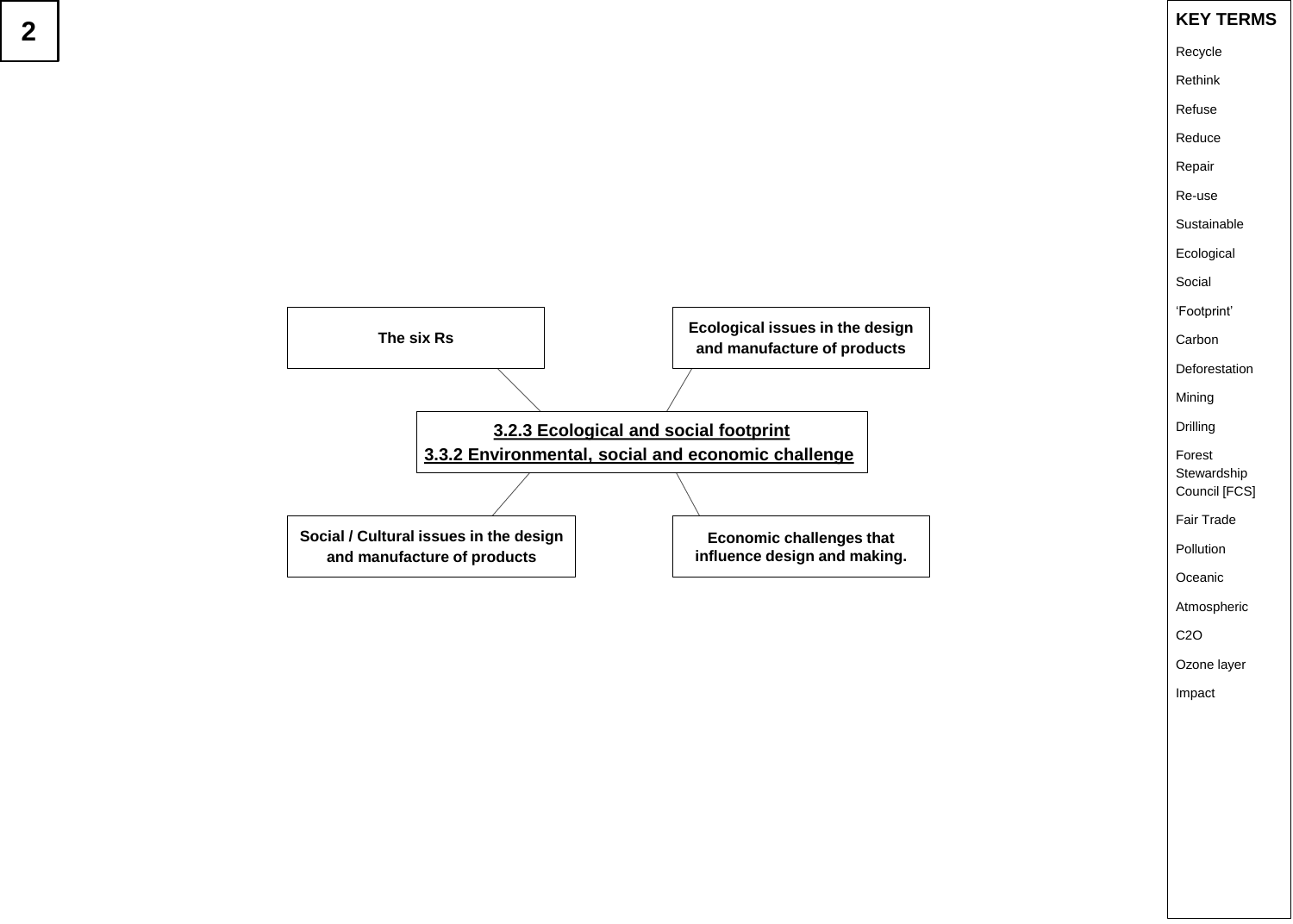## 3.2.3 Ecological and social footprint
## 3.3.2 Environmental, social and economic challenge

- **The six Rs**
- **Ecological issues in the design and manufacture of products**
- **Social / Cultural issues in the design and manufacture of products**
- **Economic challenges that influence design and making.**

### KEY TERMS

- Recycle
- Rethink
- Refuse
- Reduce
- Repair
- Re-use
- Sustainable
- Ecological
- Social
- ‘Footprint’
- Carbon
- Deforestation
- Mining
- Drilling
- Forest Stewardship Council [FCS]
- Fair Trade
- Pollution
- Oceanic
- Atmospheric
- C2O
- Ozone layer
- Impact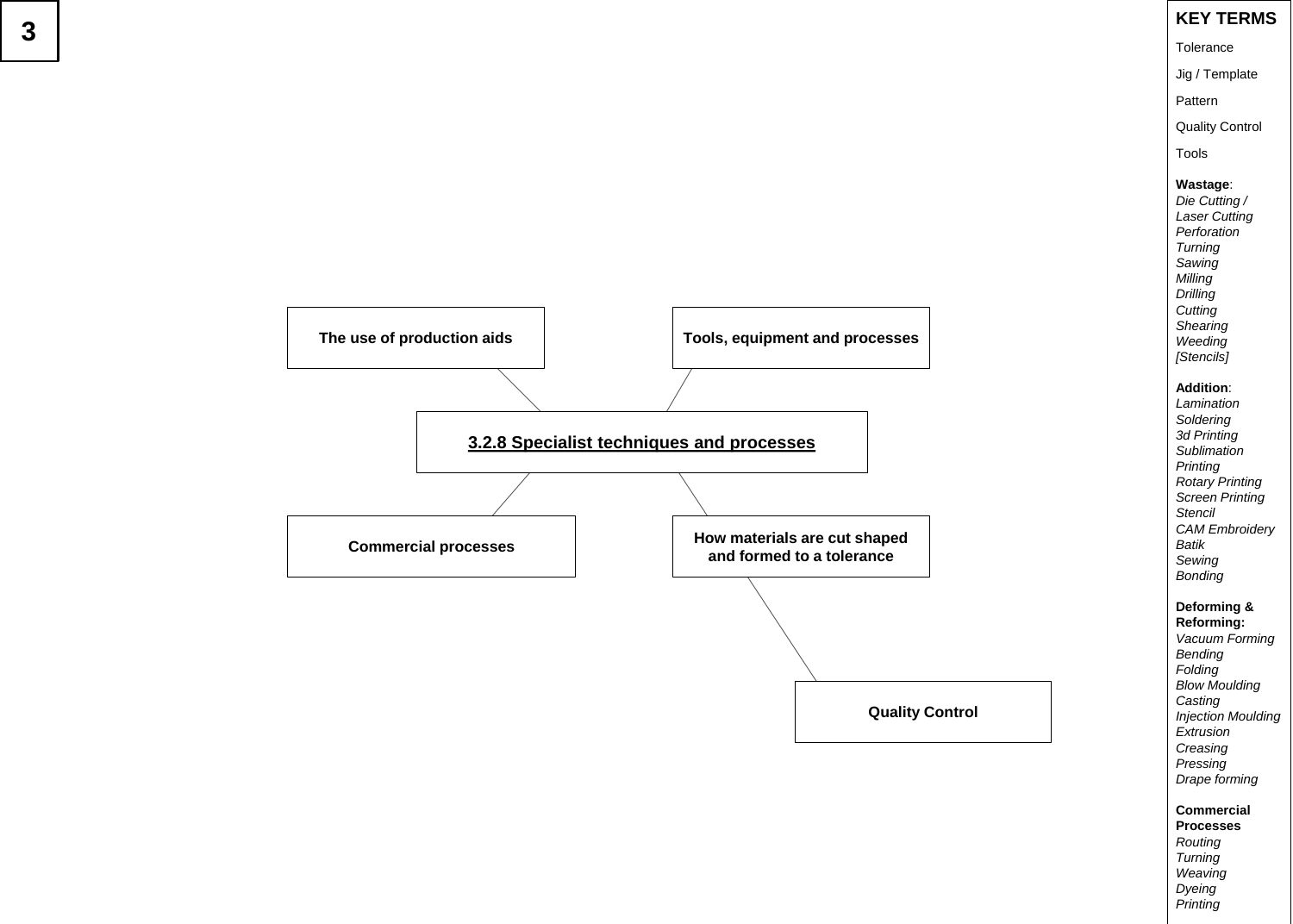# 3.2.8 Specialist techniques and processes

- The use of production aids
- Tools, equipment and processes
- Commercial processes
- How materials are cut shaped and formed to a tolerance
  - Quality Control

## KEY TERMS

Tolerance

Jig / Template

Pattern

Quality Control

Tools

**Wastage**:
*Die Cutting /*
*Laser Cutting*
*Perforation*
*Turning*
*Sawing*
*Milling*
*Drilling*
*Cutting*
*Shearing*
*Weeding*
*[Stencils]*

**Addition**:
*Lamination*
*Soldering*
*3d Printing*
*Sublimation*
*Printing*
*Rotary Printing*
*Screen Printing*
*Stencil*
*CAM Embroidery*
*Batik*
*Sewing*
*Bonding*

**Deforming & Reforming:**
*Vacuum Forming*
*Bending*
*Folding*
*Blow Moulding*
*Casting*
*Injection Moulding*
*Extrusion*
*Creasing*
*Pressing*
*Drape forming*

**Commercial Processes**
*Routing*
*Turning*
*Weaving*
*Dyeing*
*Printing*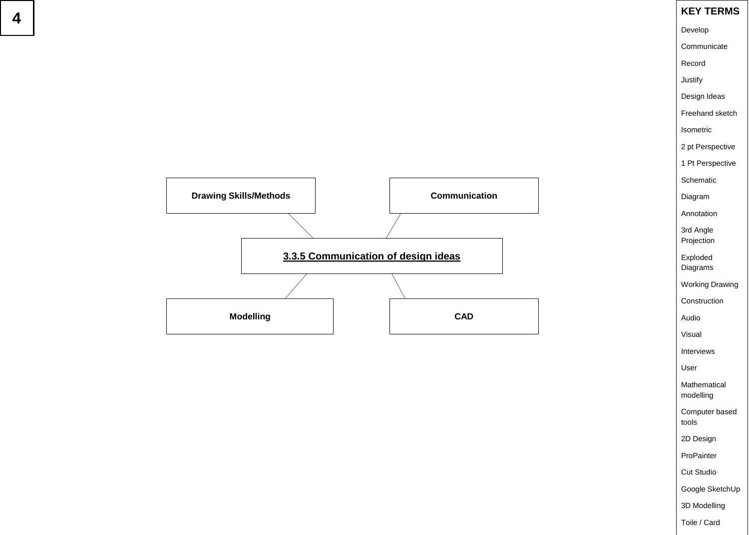## 3.3.5 Communication of design ideas

**Drawing Skills/Methods**

**Communication**

**Modelling**

**CAD**

### KEY TERMS

- Develop
- Communicate
- Record
- Justify
- Design Ideas
- Freehand sketch
- Isometric
- 2 pt Perspective
- 1 Pt Perspective
- Schematic
- Diagram
- Annotation
- 3rd Angle Projection
- Exploded Diagrams
- Working Drawing
- Construction
- Audio
- Visual
- Interviews
- User
- Mathematical modelling
- Computer based tools
- 2D Design
- ProPainter
- Cut Studio
- Google SketchUp
- 3D Modelling
- Toile / Card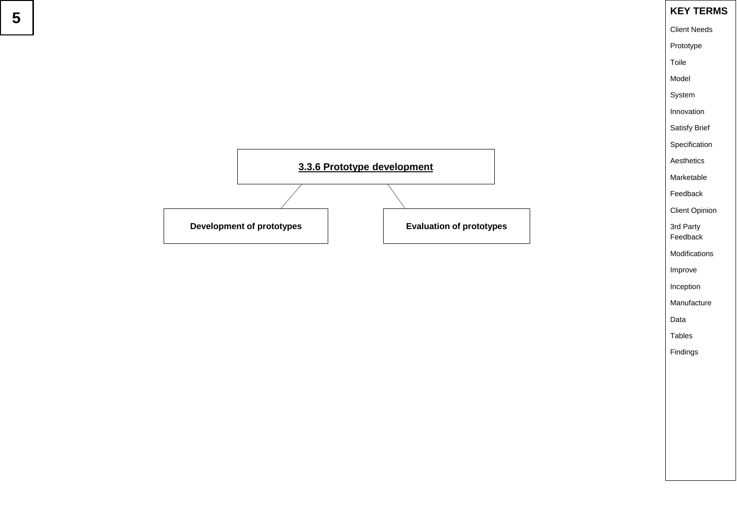## 3.3.6 Prototype development

**Development of prototypes**

**Evaluation of prototypes**

**KEY TERMS**

- Client Needs
- Prototype
- Toile
- Model
- System
- Innovation
- Satisfy Brief
- Specification
- Aesthetics
- Marketable
- Feedback
- Client Opinion
- 3rd Party Feedback
- Modifications
- Improve
- Inception
- Manufacture
- Data
- Tables
- Findings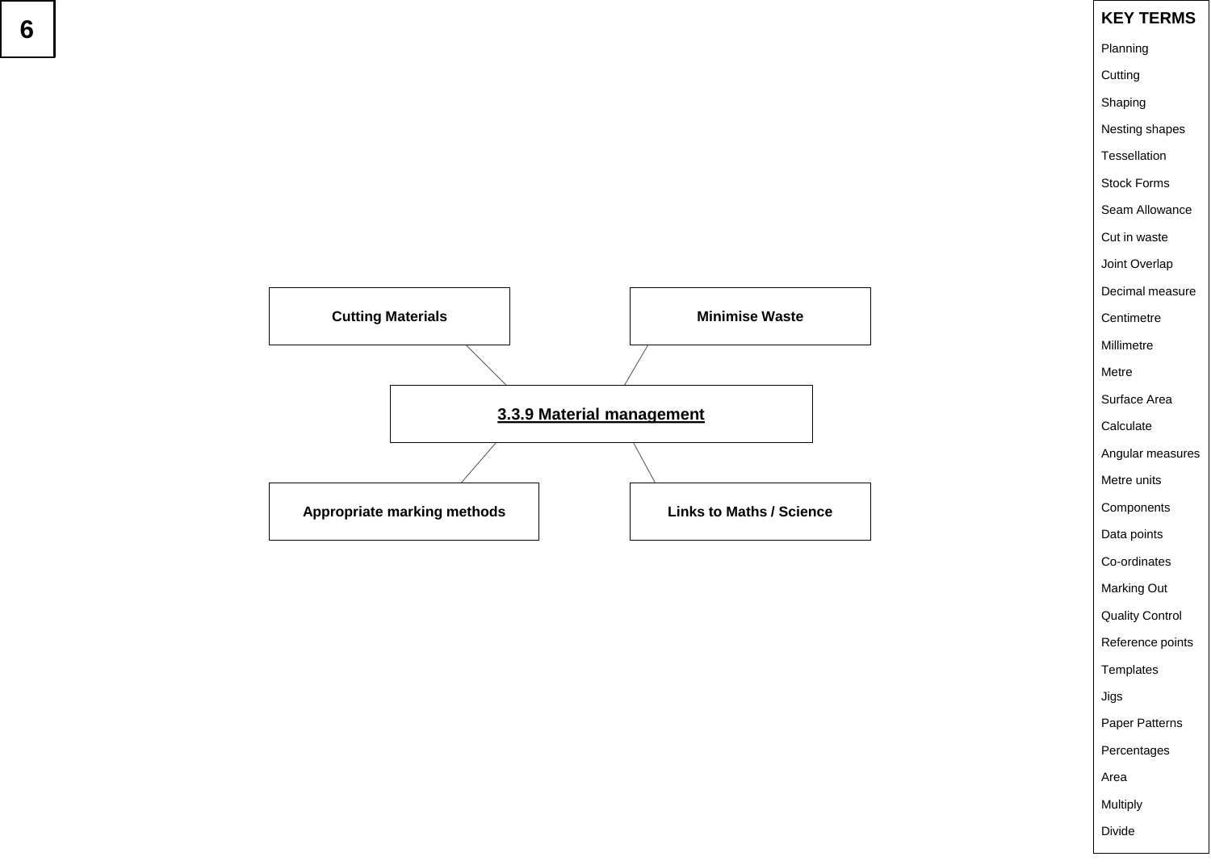## 3.3.9 Material management

**Cutting Materials**

**Minimise Waste**

**Appropriate marking methods**

**Links to Maths / Science**

### KEY TERMS

- Planning
- Cutting
- Shaping
- Nesting shapes
- Tessellation
- Stock Forms
- Seam Allowance
- Cut in waste
- Joint Overlap
- Decimal measure
- Centimetre
- Millimetre
- Metre
- Surface Area
- Calculate
- Angular measures
- Metre units
- Components
- Data points
- Co-ordinates
- Marking Out
- Quality Control
- Reference points
- Templates
- Jigs
- Paper Patterns
- Percentages
- Area
- Multiply
- Divide